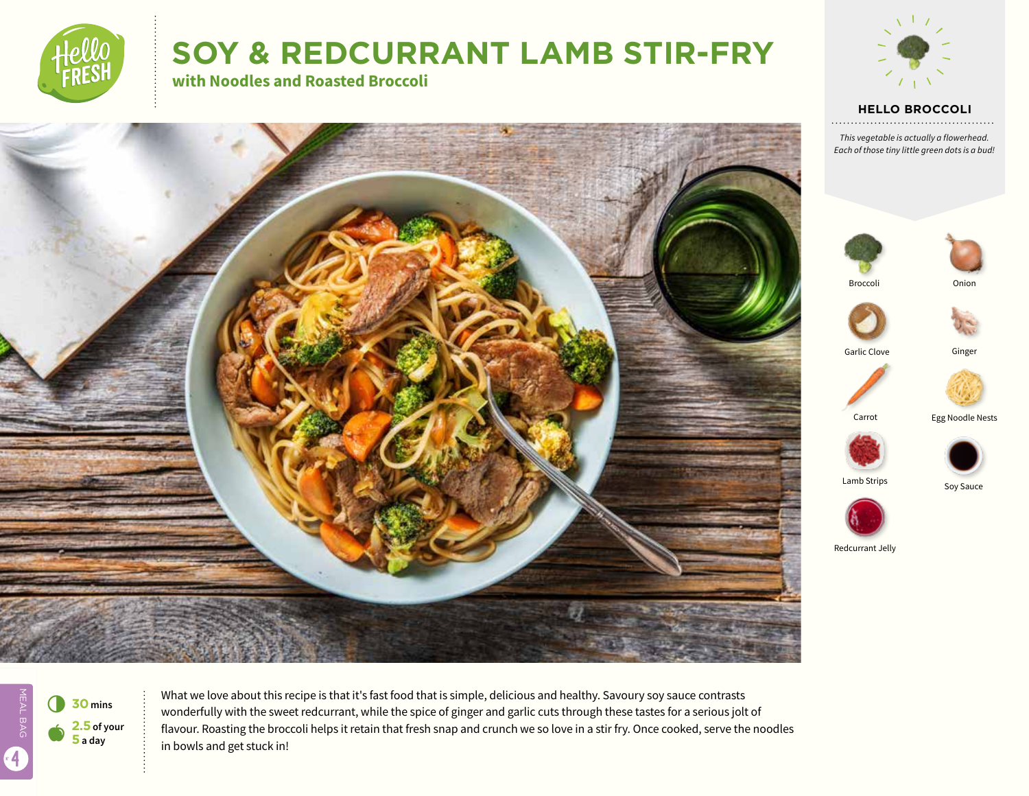# SOY & REDCURRANT LAMB STIR-FRY

## with Noodles and Roasted Broccoli

### HELLO BROCCOLI

*This vegetable is actually a flowerhead. Each of those tiny little green dots is a bud!*

- Broccoli
- Onion
- Garlic Clove
- Ginger
- Carrot
- Egg Noodle Nests
- Lamb Strips
- Soy Sauce
- Redcurrant Jelly

**30** mins

**2.5** of your **5** a day

MEAL BAG 4

What we love about this recipe is that it's fast food that is simple, delicious and healthy. Savoury soy sauce contrasts wonderfully with the sweet redcurrant, while the spice of ginger and garlic cuts through these tastes for a serious jolt of flavour. Roasting the broccoli helps it retain that fresh snap and crunch we so love in a stir fry. Once cooked, serve the noodles in bowls and get stuck in!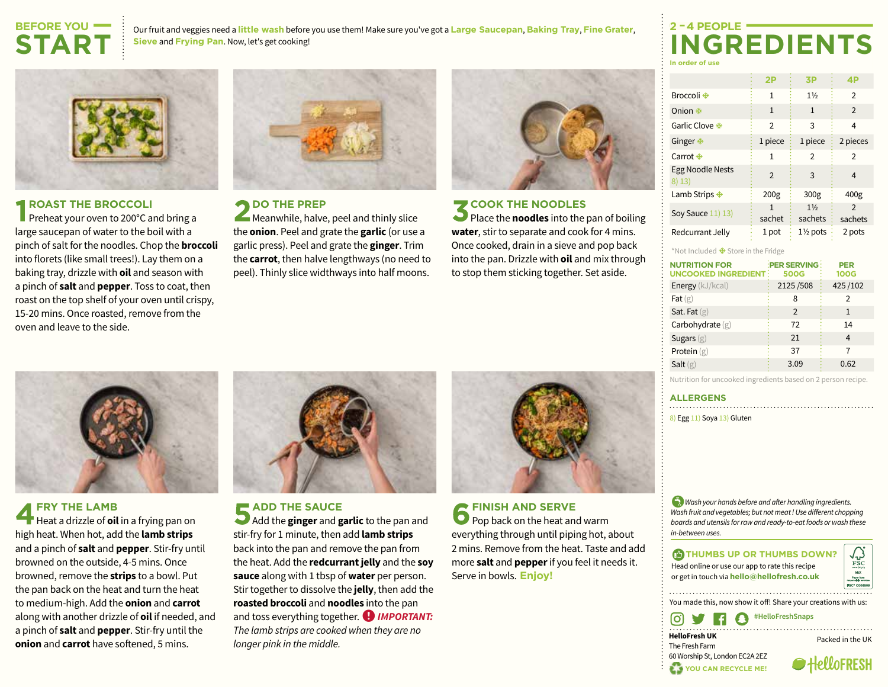# BEFORE YOU START

Our fruit and veggies need a **little wash** before you use them! Make sure you've got a **Large Saucepan**, **Baking Tray**, **Fine Grater**, **Sieve** and **Frying Pan**. Now, let's get cooking!

## 1 ROAST THE BROCCOLI

Preheat your oven to 200°C and bring a large saucepan of water to the boil with a pinch of salt for the noodles. Chop the **broccoli** into florets (like small trees!). Lay them on a baking tray, drizzle with **oil** and season with a pinch of **salt** and **pepper**. Toss to coat, then roast on the top shelf of your oven until crispy, 15-20 mins. Once roasted, remove from the oven and leave to the side.

## 2 DO THE PREP

Meanwhile, halve, peel and thinly slice the **onion**. Peel and grate the **garlic** (or use a garlic press). Peel and grate the **ginger**. Trim the **carrot**, then halve lengthways (no need to peel). Thinly slice widthways into half moons.

## 3 COOK THE NOODLES

Place the **noodles** into the pan of boiling **water**, stir to separate and cook for 4 mins. Once cooked, drain in a sieve and pop back into the pan. Drizzle with **oil** and mix through to stop them sticking together. Set aside.

## 4 FRY THE LAMB

Heat a drizzle of **oil** in a frying pan on high heat. When hot, add the **lamb strips** and a pinch of **salt** and **pepper**. Stir-fry until browned on the outside, 4-5 mins. Once browned, remove the **strips** to a bowl. Put the pan back on the heat and turn the heat to medium-high. Add the **onion** and **carrot** along with another drizzle of **oil** if needed, and a pinch of **salt** and **pepper**. Stir-fry until the **onion** and **carrot** have softened, 5 mins.

## 5 ADD THE SAUCE

Add the **ginger** and **garlic** to the pan and stir-fry for 1 minute, then add **lamb strips** back into the pan and remove the pan from the heat. Add the **redcurrant jelly** and the **soy sauce** along with 1 tbsp of **water** per person. Stir together to dissolve the **jelly**, then add the **roasted broccoli** and **noodles** into the pan and toss everything together. ***IMPORTANT:*** *The lamb strips are cooked when they are no longer pink in the middle.*

## 6 FINISH AND SERVE

Pop back on the heat and warm everything through until piping hot, about 2 mins. Remove from the heat. Taste and add more **salt** and **pepper** if you feel it needs it. Serve in bowls. **Enjoy!**

# 2 - 4 PEOPLE INGREDIENTS

In order of use

| | 2P | 3P | 4P |
|---|---|---|---|
| Broccoli ✽ | 1 | 1½ | 2 |
| Onion ✽ | 1 | 1 | 2 |
| Garlic Clove ✽ | 2 | 3 | 4 |
| Ginger ✽ | 1 piece | 1 piece | 2 pieces |
| Carrot ✽ | 1 | 2 | 2 |
| Egg Noodle Nests 8) 13) | 2 | 3 | 4 |
| Lamb Strips ✽ | 200g | 300g | 400g |
| Soy Sauce 11) 13) | 1 sachet | 1½ sachets | 2 sachets |
| Redcurrant Jelly | 1 pot | 1½ pots | 2 pots |

*Not Included ✽ Store in the Fridge

| NUTRITION FOR UNCOOKED INGREDIENT | PER SERVING 500G | PER 100G |
|---|---|---|
| Energy (kJ/kcal) | 2125 /508 | 425 /102 |
| Fat (g) | 8 | 2 |
| Sat. Fat (g) | 2 | 1 |
| Carbohydrate (g) | 72 | 14 |
| Sugars (g) | 21 | 4 |
| Protein (g) | 37 | 7 |
| Salt (g) | 3.09 | 0.62 |

Nutrition for uncooked ingredients based on 2 person recipe.

## ALLERGENS

8) Egg 11) Soya 13) Gluten

*Wash your hands before and after handling ingredients. Wash fruit and vegetables; but not meat! Use different chopping boards and utensils for raw and ready-to-eat foods or wash these in-between uses.*

## THUMBS UP OR THUMBS DOWN?

Head online or use our app to rate this recipe or get in touch via **hello@hellofresh.co.uk**

You made this, now show it off! Share your creations with us: #HelloFreshSnaps

**HelloFresh UK**
The Fresh Farm
60 Worship St, London EC2A 2EZ

Packed in the UK

YOU CAN RECYCLE ME!